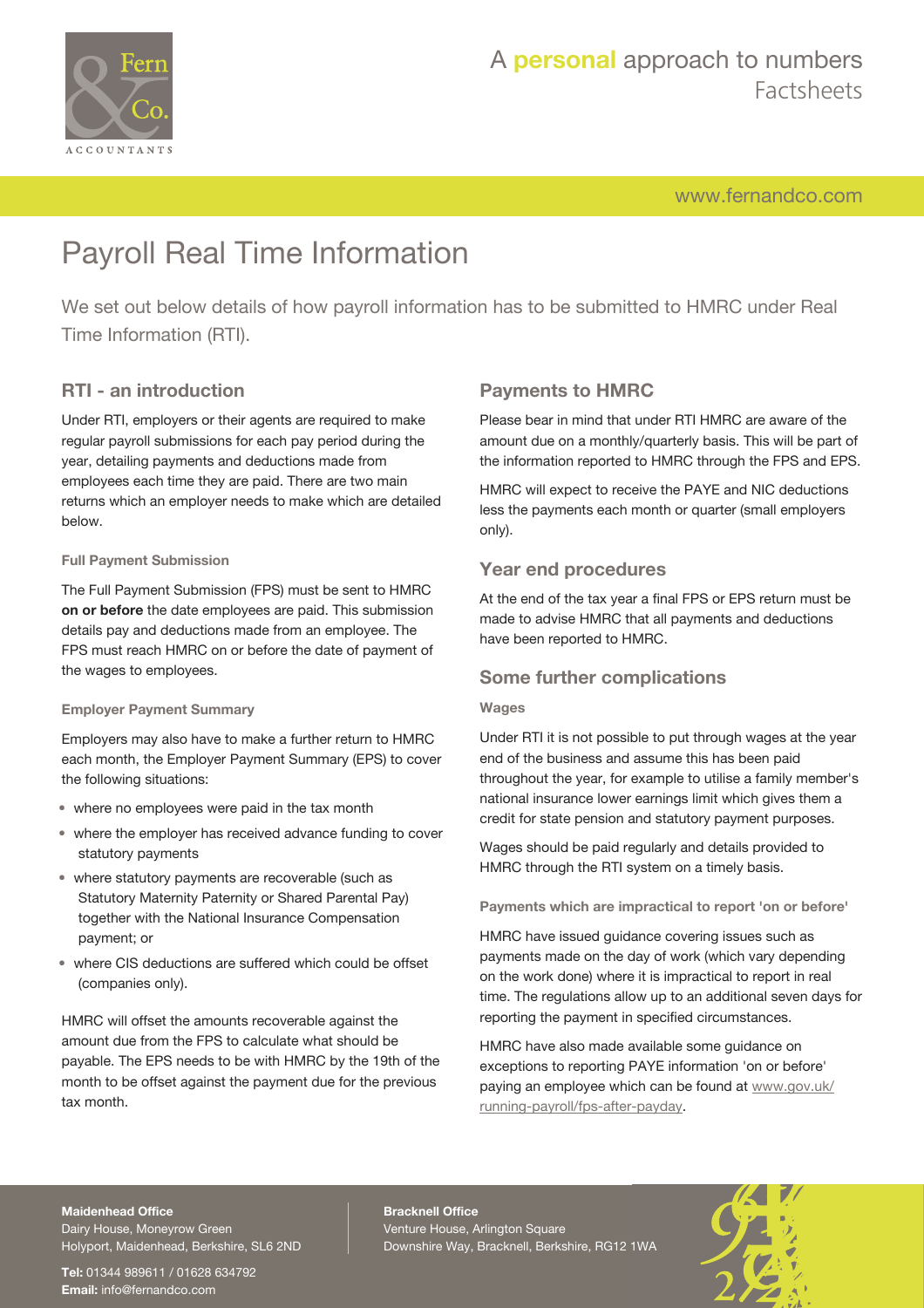# Payroll Real Time Information

We set out below details of how payroll information has to be submitted to HMRC under Real Time Information (RTI).

## RTI - an introduction

Under RTI, employers or their agents are required to make regular payroll submissions for each pay period during the year, detailing payments and deductions made from employees each time they are paid. There are two main returns which an employer needs to make which are detailed below.

### Full Payment Submission

The Full Payment Submission (FPS) must be sent to HMRC **on or before** the date employees are paid. This submission details pay and deductions made from an employee. The FPS must reach HMRC on or before the date of payment of the wages to employees.

### Employer Payment Summary

Employers may also have to make a further return to HMRC each month, the Employer Payment Summary (EPS) to cover the following situations:

- where no employees were paid in the tax month
- where the employer has received advance funding to cover statutory payments
- where statutory payments are recoverable (such as Statutory Maternity Paternity or Shared Parental Pay) together with the National Insurance Compensation payment; or
- where CIS deductions are suffered which could be offset (companies only).

HMRC will offset the amounts recoverable against the amount due from the FPS to calculate what should be payable. The EPS needs to be with HMRC by the 19th of the month to be offset against the payment due for the previous tax month.

## Payments to HMRC

Please bear in mind that under RTI HMRC are aware of the amount due on a monthly/quarterly basis. This will be part of the information reported to HMRC through the FPS and EPS.

HMRC will expect to receive the PAYE and NIC deductions less the payments each month or quarter (small employers only).

## Year end procedures

At the end of the tax year a final FPS or EPS return must be made to advise HMRC that all payments and deductions have been reported to HMRC.

## Some further complications

### Wages

Under RTI it is not possible to put through wages at the year end of the business and assume this has been paid throughout the year, for example to utilise a family member's national insurance lower earnings limit which gives them a credit for state pension and statutory payment purposes.

Wages should be paid regularly and details provided to HMRC through the RTI system on a timely basis.

### Payments which are impractical to report 'on or before'

HMRC have issued guidance covering issues such as payments made on the day of work (which vary depending on the work done) where it is impractical to report in real time. The regulations allow up to an additional seven days for reporting the payment in specified circumstances.

HMRC have also made available some guidance on exceptions to reporting PAYE information 'on or before' paying an employee which can be found at www.gov.uk/running-payroll/fps-after-payday.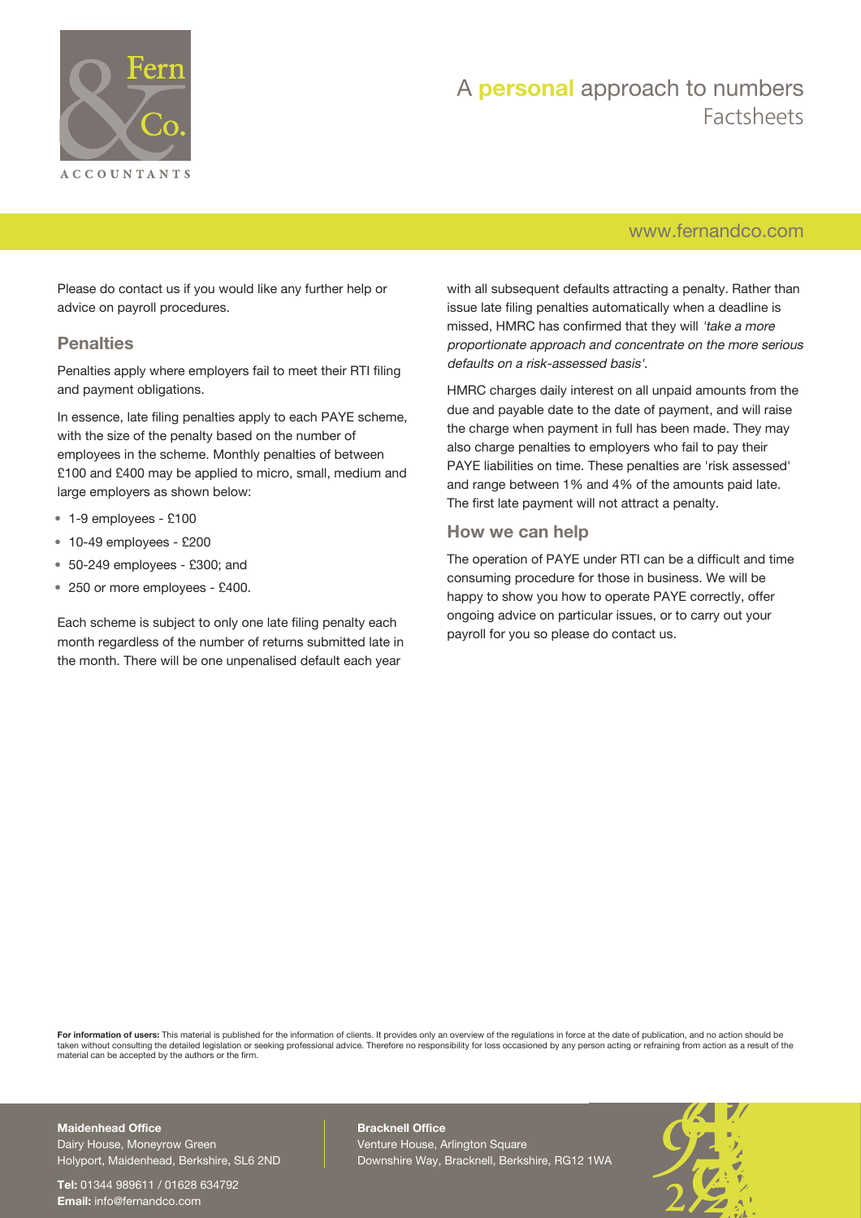Please do contact us if you would like any further help or advice on payroll procedures.

## Penalties

Penalties apply where employers fail to meet their RTI filing and payment obligations.

In essence, late filing penalties apply to each PAYE scheme, with the size of the penalty based on the number of employees in the scheme. Monthly penalties of between £100 and £400 may be applied to micro, small, medium and large employers as shown below:

- 1-9 employees - £100
- 10-49 employees - £200
- 50-249 employees - £300; and
- 250 or more employees - £400.

Each scheme is subject to only one late filing penalty each month regardless of the number of returns submitted late in the month. There will be one unpenalised default each year with all subsequent defaults attracting a penalty. Rather than issue late filing penalties automatically when a deadline is missed, HMRC has confirmed that they will *'take a more proportionate approach and concentrate on the more serious defaults on a risk-assessed basis'*.

HMRC charges daily interest on all unpaid amounts from the due and payable date to the date of payment, and will raise the charge when payment in full has been made. They may also charge penalties to employers who fail to pay their PAYE liabilities on time. These penalties are 'risk assessed' and range between 1% and 4% of the amounts paid late. The first late payment will not attract a penalty.

## How we can help

The operation of PAYE under RTI can be a difficult and time consuming procedure for those in business. We will be happy to show you how to operate PAYE correctly, offer ongoing advice on particular issues, or to carry out your payroll for you so please do contact us.

**For information of users:** This material is published for the information of clients. It provides only an overview of the regulations in force at the date of publication, and no action should be taken without consulting the detailed legislation or seeking professional advice. Therefore no responsibility for loss occasioned by any person acting or refraining from action as a result of the material can be accepted by the authors or the firm.

**Maidenhead Office**
Dairy House, Moneyrow Green
Holyport, Maidenhead, Berkshire, SL6 2ND

**Bracknell Office**
Venture House, Arlington Square
Downshire Way, Bracknell, Berkshire, RG12 1WA

**Tel:** 01344 989611 / 01628 634792
**Email:** info@fernandco.com